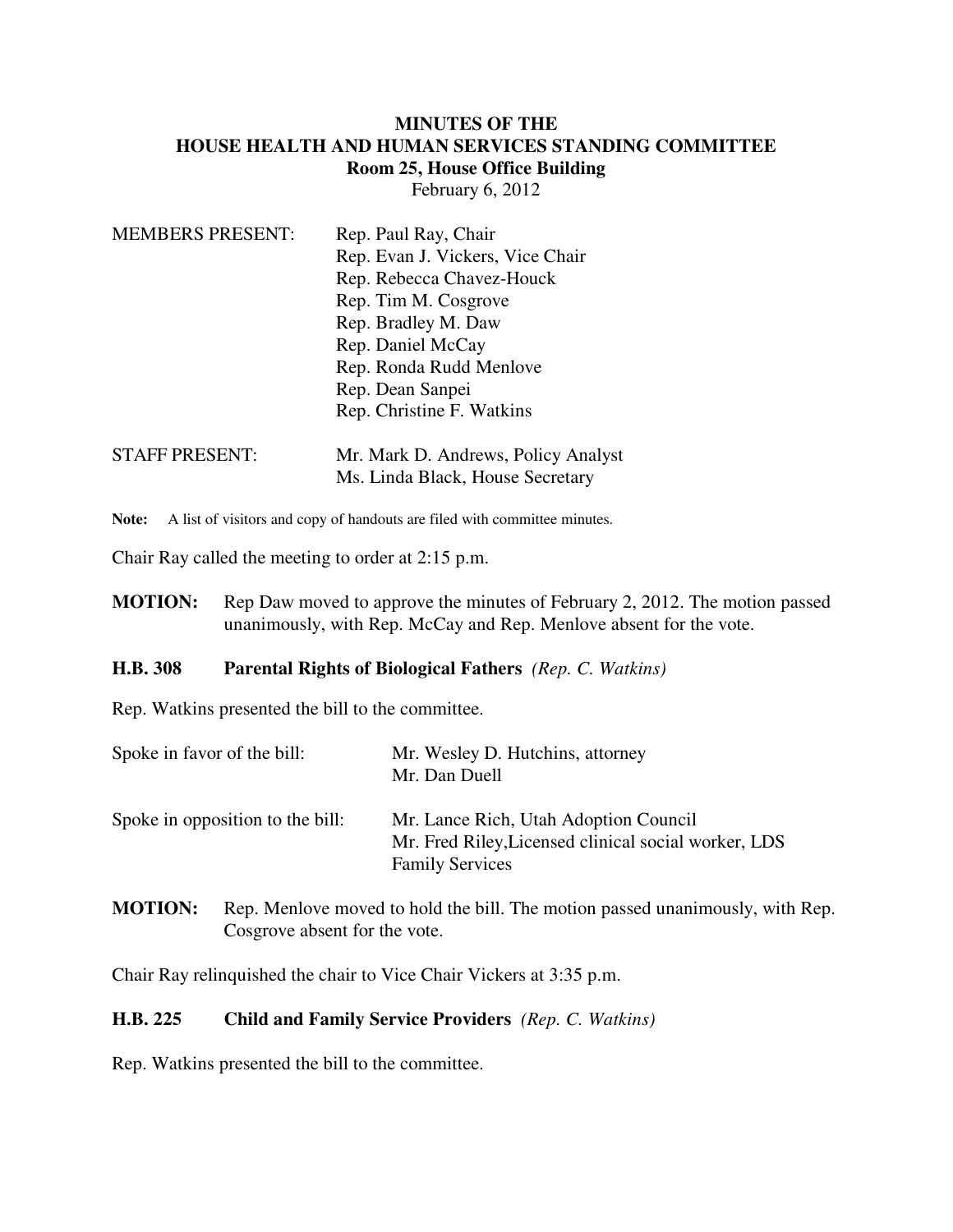# MINUTES OF THE
# HOUSE HEALTH AND HUMAN SERVICES STANDING COMMITTEE
## Room 25, House Office Building

February 6, 2012

| | |
|---|---|
| MEMBERS PRESENT: | Rep. Paul Ray, Chair |
| | Rep. Evan J. Vickers, Vice Chair |
| | Rep. Rebecca Chavez-Houck |
| | Rep. Tim M. Cosgrove |
| | Rep. Bradley M. Daw |
| | Rep. Daniel McCay |
| | Rep. Ronda Rudd Menlove |
| | Rep. Dean Sanpei |
| | Rep. Christine F. Watkins |

| | |
|---|---|
| STAFF PRESENT: | Mr. Mark D. Andrews, Policy Analyst |
| | Ms. Linda Black, House Secretary |

**Note:** A list of visitors and copy of handouts are filed with committee minutes.

Chair Ray called the meeting to order at 2:15 p.m.

**MOTION:** Rep Daw moved to approve the minutes of February 2, 2012. The motion passed unanimously, with Rep. McCay and Rep. Menlove absent for the vote.

**H.B. 308 Parental Rights of Biological Fathers** *(Rep. C. Watkins)*

Rep. Watkins presented the bill to the committee.

| | |
|---|---|
| Spoke in favor of the bill: | Mr. Wesley D. Hutchins, attorney |
| | Mr. Dan Duell |
| Spoke in opposition to the bill: | Mr. Lance Rich, Utah Adoption Council |
| | Mr. Fred Riley,Licensed clinical social worker, LDS Family Services |

**MOTION:** Rep. Menlove moved to hold the bill. The motion passed unanimously, with Rep. Cosgrove absent for the vote.

Chair Ray relinquished the chair to Vice Chair Vickers at 3:35 p.m.

**H.B. 225 Child and Family Service Providers** *(Rep. C. Watkins)*

Rep. Watkins presented the bill to the committee.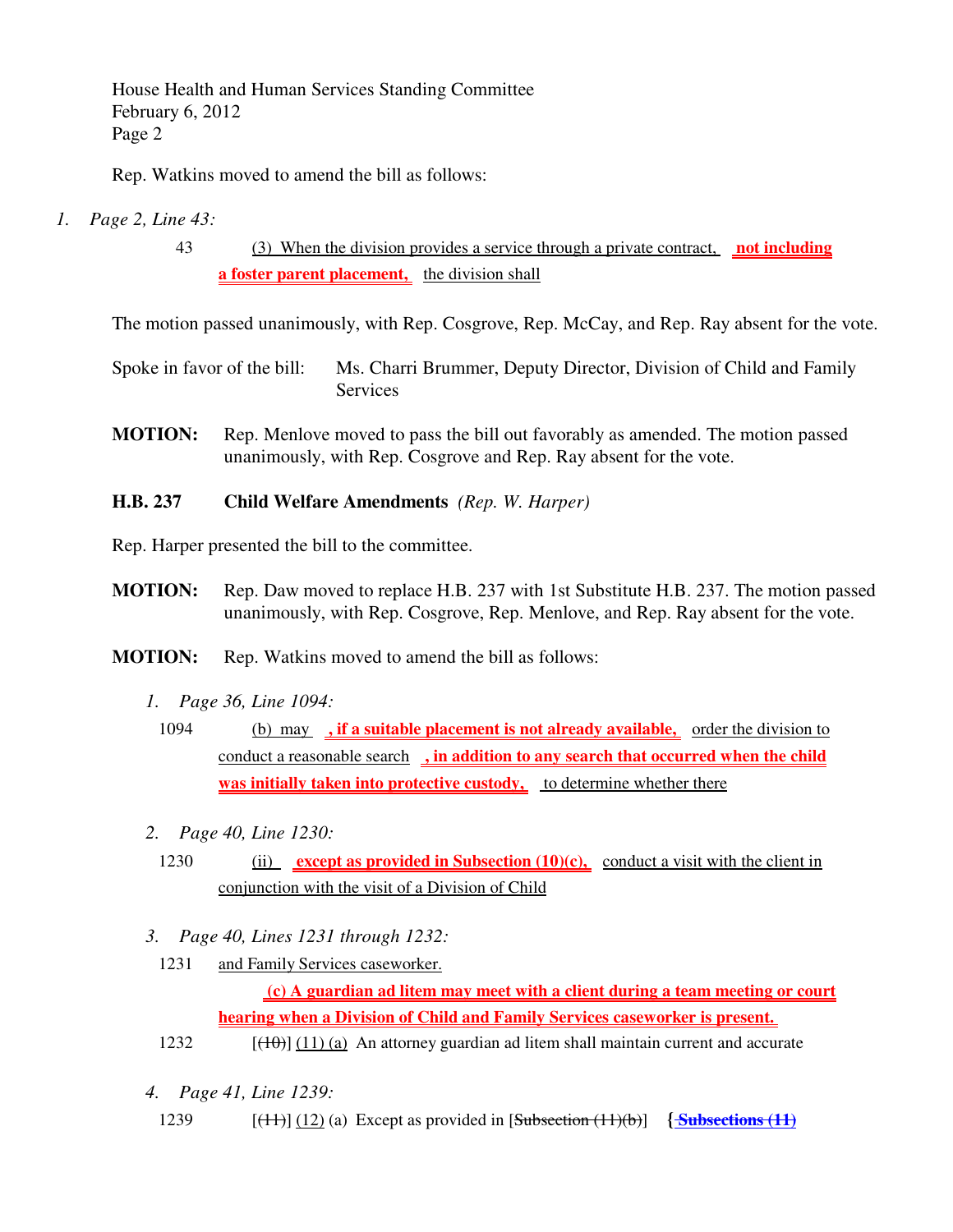Rep. Watkins moved to amend the bill as follows:

1. *Page 2, Line 43:*

   43 (3) When the division provides a service through a private contract, **not including a foster parent placement,** the division shall

The motion passed unanimously, with Rep. Cosgrove, Rep. McCay, and Rep. Ray absent for the vote.

Spoke in favor of the bill: Ms. Charri Brummer, Deputy Director, Division of Child and Family Services

**MOTION:** Rep. Menlove moved to pass the bill out favorably as amended. The motion passed unanimously, with Rep. Cosgrove and Rep. Ray absent for the vote.

**H.B. 237 Child Welfare Amendments** *(Rep. W. Harper)*

Rep. Harper presented the bill to the committee.

**MOTION:** Rep. Daw moved to replace H.B. 237 with 1st Substitute H.B. 237. The motion passed unanimously, with Rep. Cosgrove, Rep. Menlove, and Rep. Ray absent for the vote.

**MOTION:** Rep. Watkins moved to amend the bill as follows:

1. *Page 36, Line 1094:*

   1094 (b) may **, if a suitable placement is not already available,** order the division to conduct a reasonable search **, in addition to any search that occurred when the child was initially taken into protective custody,** to determine whether there

2. *Page 40, Line 1230:*

   1230 (ii) **except as provided in Subsection (10)(c),** conduct a visit with the client in conjunction with the visit of a Division of Child

3. *Page 40, Lines 1231 through 1232:*

   1231 and Family Services caseworker.

   **(c) A guardian ad litem may meet with a client during a team meeting or court hearing when a Division of Child and Family Services caseworker is present.**

   1232 [~~(10)~~] (11) (a) An attorney guardian ad litem shall maintain current and accurate

4. *Page 41, Line 1239:*

   1239 [~~(11)~~] (12) (a) Except as provided in [~~Subsection (11)(b)~~] { **Subsections (11)**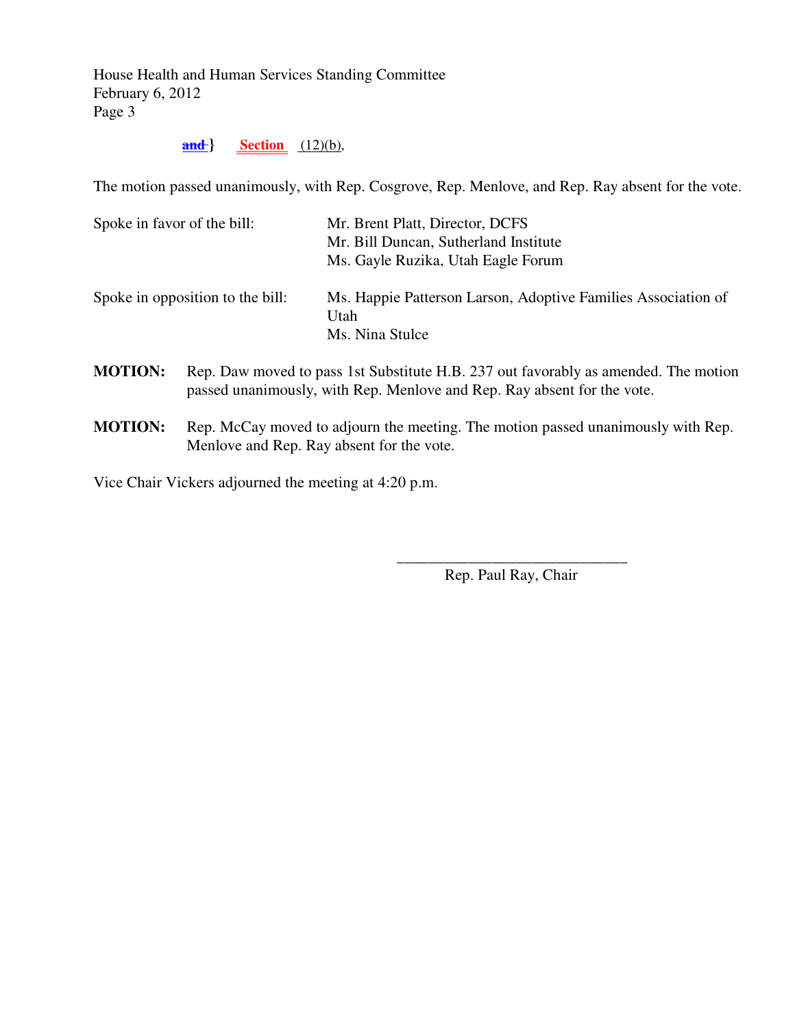**~~and~~ }** **Section** (12)(b),

The motion passed unanimously, with Rep. Cosgrove, Rep. Menlove, and Rep. Ray absent for the vote.

| | |
|---|---|
| Spoke in favor of the bill: | Mr. Brent Platt, Director, DCFS<br>Mr. Bill Duncan, Sutherland Institute<br>Ms. Gayle Ruzika, Utah Eagle Forum |
| Spoke in opposition to the bill: | Ms. Happie Patterson Larson, Adoptive Families Association of Utah<br>Ms. Nina Stulce |

**MOTION:** Rep. Daw moved to pass 1st Substitute H.B. 237 out favorably as amended. The motion passed unanimously, with Rep. Menlove and Rep. Ray absent for the vote.

**MOTION:** Rep. McCay moved to adjourn the meeting. The motion passed unanimously with Rep. Menlove and Rep. Ray absent for the vote.

Vice Chair Vickers adjourned the meeting at 4:20 p.m.

_______________________________
Rep. Paul Ray, Chair